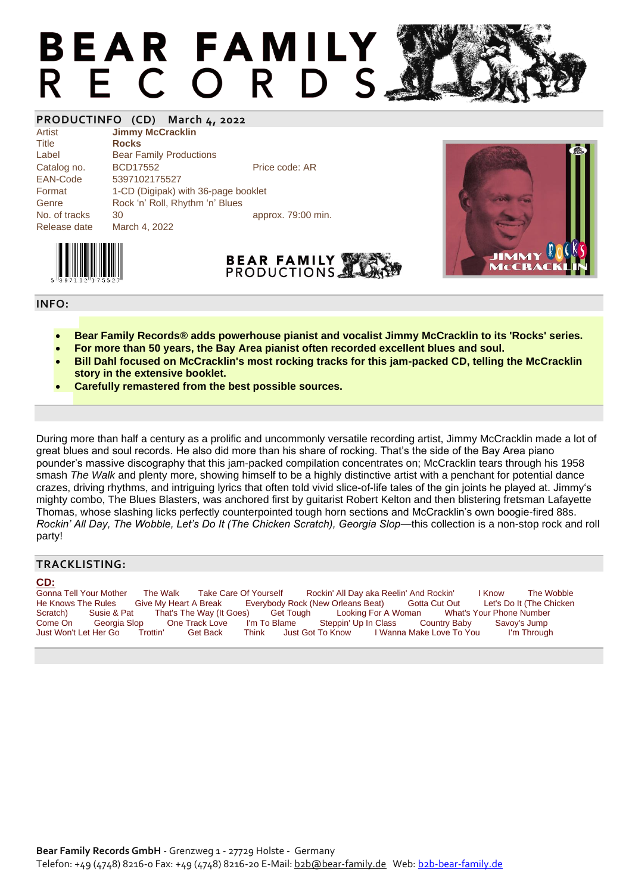# BEAR FAMILY RECORDS

## PRODUCTINFO (CD) March 4, 2022

| | | |
|---|---|---|
| Artist | **Jimmy McCracklin** | |
| Title | **Rocks** | |
| Label | Bear Family Productions | |
| Catalog no. | BCD17552 | Price code: AR |
| EAN-Code | 5397102175527 | |
| Format | 1-CD (Digipak) with 36-page booklet | |
| Genre | Rock 'n' Roll, Rhythm 'n' Blues | |
| No. of tracks | 30 | approx. 79:00 min. |
| Release date | March 4, 2022 | |

## INFO:

- **Bear Family Records® adds powerhouse pianist and vocalist Jimmy McCracklin to its 'Rocks' series.**
- **For more than 50 years, the Bay Area pianist often recorded excellent blues and soul.**
- **Bill Dahl focused on McCracklin's most rocking tracks for this jam-packed CD, telling the McCracklin story in the extensive booklet.**
- **Carefully remastered from the best possible sources.**

During more than half a century as a prolific and uncommonly versatile recording artist, Jimmy McCracklin made a lot of great blues and soul records. He also did more than his share of rocking. That's the side of the Bay Area piano pounder's massive discography that this jam-packed compilation concentrates on; McCracklin tears through his 1958 smash *The Walk* and plenty more, showing himself to be a highly distinctive artist with a penchant for potential dance crazes, driving rhythms, and intriguing lyrics that often told vivid slice-of-life tales of the gin joints he played at. Jimmy's mighty combo, The Blues Blasters, was anchored first by guitarist Robert Kelton and then blistering fretsman Lafayette Thomas, whose slashing licks perfectly counterpointed tough horn sections and McCracklin's own boogie-fired 88s. *Rockin' All Day, The Wobble, Let's Do It (The Chicken Scratch), Georgia Slop*—this collection is a non-stop rock and roll party!

## TRACKLISTING:

**CD:**

Gonna Tell Your Mother · The Walk · Take Care Of Yourself · Rockin' All Day aka Reelin' And Rockin' · I Know · The Wobble · He Knows The Rules · Give My Heart A Break · Everybody Rock (New Orleans Beat) · Gotta Cut Out · Let's Do It (The Chicken Scratch) · Susie & Pat · That's The Way (It Goes) · Get Tough · Looking For A Woman · What's Your Phone Number · Come On · Georgia Slop · One Track Love · I'm To Blame · Steppin' Up In Class · Country Baby · Savoy's Jump · Just Won't Let Her Go · Trottin' · Get Back · Think · Just Got To Know · I Wanna Make Love To You · I'm Through

**Bear Family Records GmbH** - Grenzweg 1 - 27729 Holste - Germany
Telefon: +49 (4748) 8216-0 Fax: +49 (4748) 8216-20 E-Mail: b2b@bear-family.de Web: b2b-bear-family.de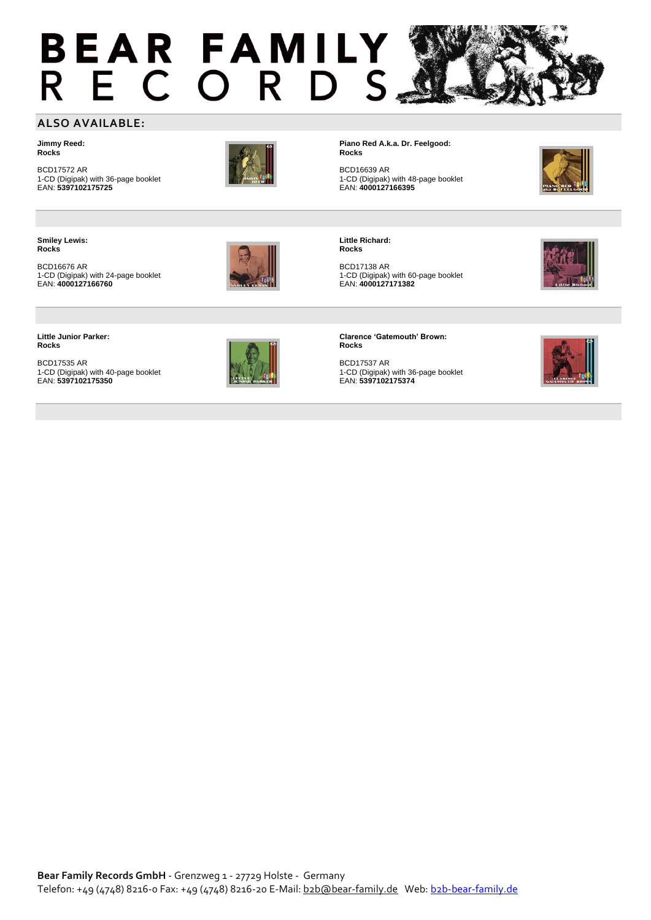# BEAR FAMILY RECORDS

## ALSO AVAILABLE:

**Jimmy Reed:**
**Rocks**

BCD17572 AR
1-CD (Digipak) with 36-page booklet
EAN: **5397102175725**

**Piano Red A.k.a. Dr. Feelgood:**
**Rocks**

BCD16639 AR
1-CD (Digipak) with 48-page booklet
EAN: **4000127166395**

**Smiley Lewis:**
**Rocks**

BCD16676 AR
1-CD (Digipak) with 24-page booklet
EAN: **4000127166760**

**Little Richard:**
**Rocks**

BCD17138 AR
1-CD (Digipak) with 60-page booklet
EAN: **4000127171382**

**Little Junior Parker:**
**Rocks**

BCD17535 AR
1-CD (Digipak) with 40-page booklet
EAN: **5397102175350**

**Clarence 'Gatemouth' Brown:**
**Rocks**

BCD17537 AR
1-CD (Digipak) with 36-page booklet
EAN: **5397102175374**

**Bear Family Records GmbH** - Grenzweg 1 - 27729 Holste - Germany
Telefon: +49 (4748) 8216-0 Fax: +49 (4748) 8216-20 E-Mail: b2b@bear-family.de Web: b2b-bear-family.de